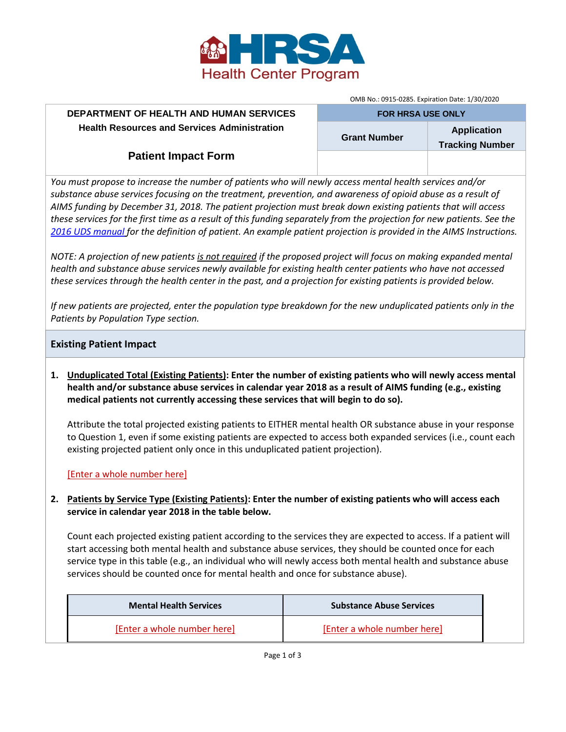HRSA Health Center Program

OMB No.: 0915-0285. Expiration Date: 1/30/2020

| DEPARTMENT OF HEALTH AND HUMAN SERVICES<br>Health Resources and Services Administration | FOR HRSA USE ONLY | |
|---|---|---|
| | Grant Number | Application Tracking Number |
| **Patient Impact Form** | | |

*You must propose to increase the number of patients who will newly access mental health services and/or substance abuse services focusing on the treatment, prevention, and awareness of opioid abuse as a result of AIMS funding by December 31, 2018. The patient projection must break down existing patients that will access these services for the first time as a result of this funding separately from the projection for new patients. See the 2016 UDS manual for the definition of patient. An example patient projection is provided in the AIMS Instructions.*

*NOTE: A projection of new patients is not required if the proposed project will focus on making expanded mental health and substance abuse services newly available for existing health center patients who have not accessed these services through the health center in the past, and a projection for existing patients is provided below.*

*If new patients are projected, enter the population type breakdown for the new unduplicated patients only in the Patients by Population Type section.*

## Existing Patient Impact

1. **Unduplicated Total (Existing Patients): Enter the number of existing patients who will newly access mental health and/or substance abuse services in calendar year 2018 as a result of AIMS funding (e.g., existing medical patients not currently accessing these services that will begin to do so).**

   Attribute the total projected existing patients to EITHER mental health OR substance abuse in your response to Question 1, even if some existing patients are expected to access both expanded services (i.e., count each existing projected patient only once in this unduplicated patient projection).

   [Enter a whole number here]

2. **Patients by Service Type (Existing Patients): Enter the number of existing patients who will access each service in calendar year 2018 in the table below.**

   Count each projected existing patient according to the services they are expected to access. If a patient will start accessing both mental health and substance abuse services, they should be counted once for each service type in this table (e.g., an individual who will newly access both mental health and substance abuse services should be counted once for mental health and once for substance abuse).

| Mental Health Services | Substance Abuse Services |
|---|---|
| [Enter a whole number here] | [Enter a whole number here] |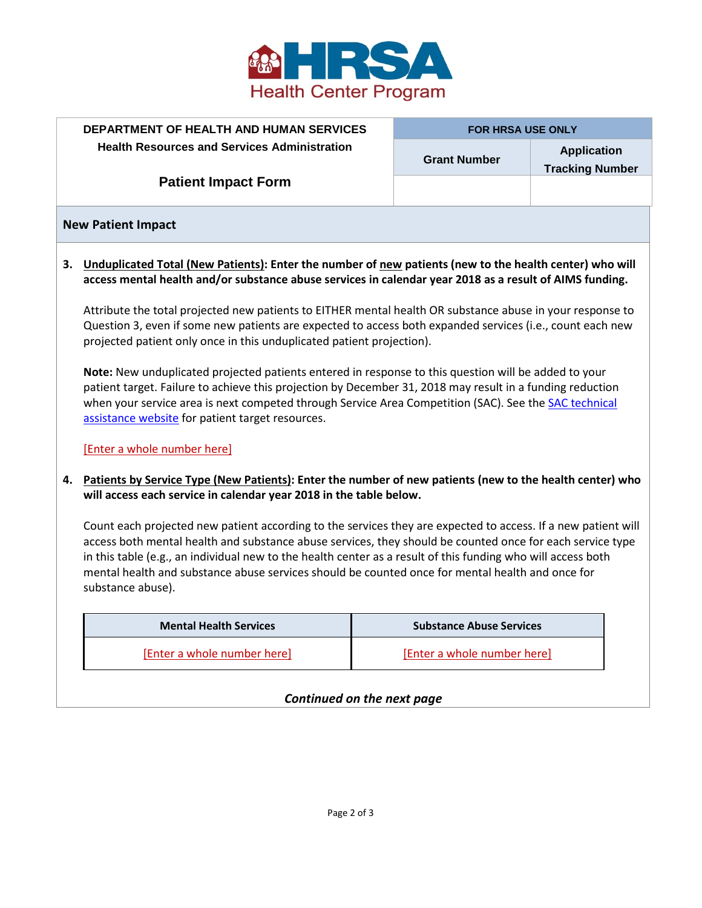HRSA Health Center Program

| DEPARTMENT OF HEALTH AND HUMAN SERVICES<br>Health Resources and Services Administration<br><br>**Patient Impact Form** | FOR HRSA USE ONLY | |
|---|---|---|
| | **Grant Number** | **Application Tracking Number** |
| | | |

## New Patient Impact

3. **<u>Unduplicated Total (New Patients)</u>: Enter the number of <u>new</u> patients (new to the health center) who will access mental health and/or substance abuse services in calendar year 2018 as a result of AIMS funding.**

   Attribute the total projected new patients to EITHER mental health OR substance abuse in your response to Question 3, even if some new patients are expected to access both expanded services (i.e., count each new projected patient only once in this unduplicated patient projection).

   **Note:** New unduplicated projected patients entered in response to this question will be added to your patient target. Failure to achieve this projection by December 31, 2018 may result in a funding reduction when your service area is next competed through Service Area Competition (SAC). See the SAC technical assistance website for patient target resources.

   [Enter a whole number here]

4. **<u>Patients by Service Type (New Patients)</u>: Enter the number of new patients (new to the health center) who will access each service in calendar year 2018 in the table below.**

   Count each projected new patient according to the services they are expected to access. If a new patient will access both mental health and substance abuse services, they should be counted once for each service type in this table (e.g., an individual new to the health center as a result of this funding who will access both mental health and substance abuse services should be counted once for mental health and once for substance abuse).

| Mental Health Services | Substance Abuse Services |
|---|---|
| [Enter a whole number here] | [Enter a whole number here] |

***Continued on the next page***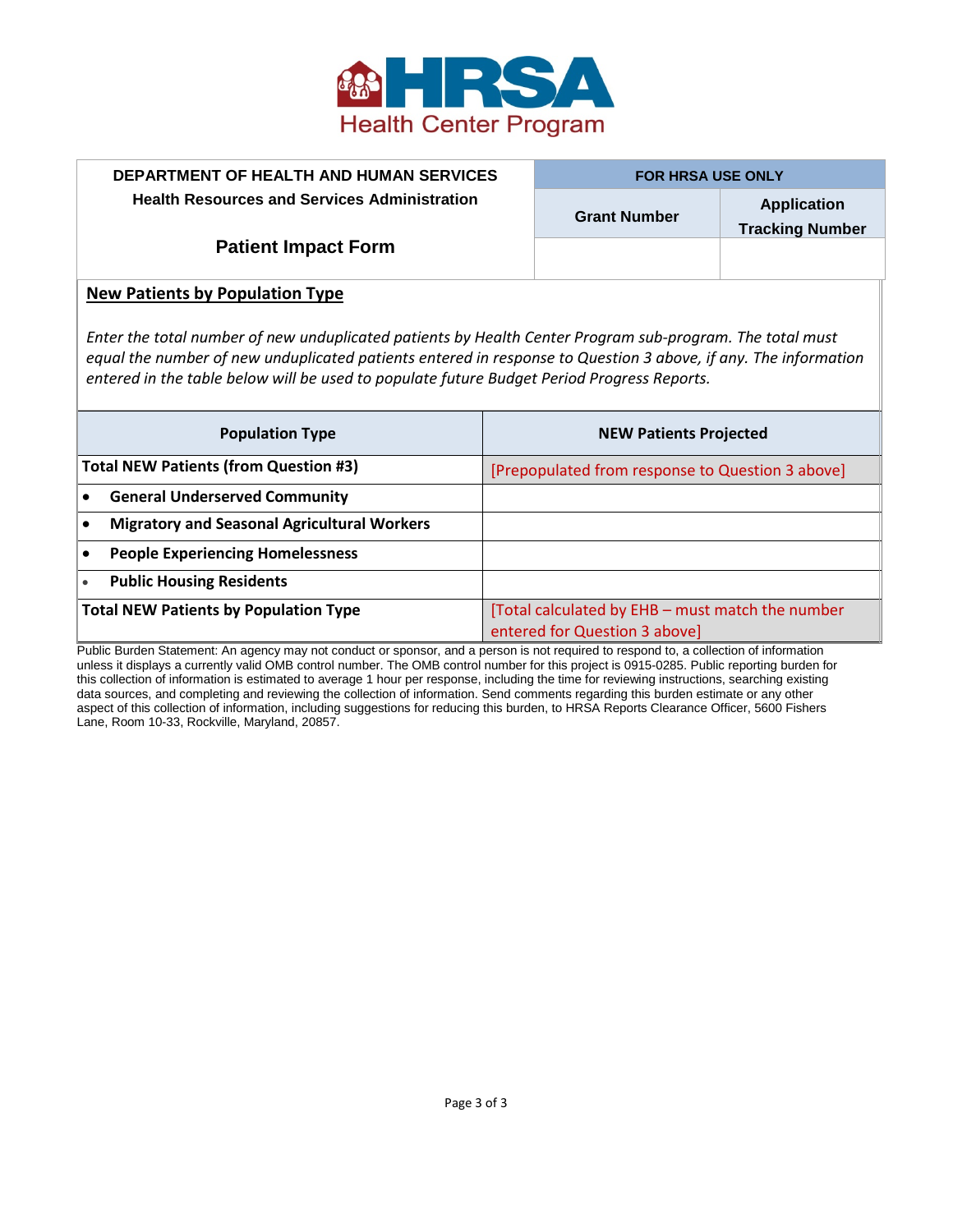HRSA Health Center Program

| DEPARTMENT OF HEALTH AND HUMAN SERVICES<br>Health Resources and Services Administration<br><br>**Patient Impact Form** | FOR HRSA USE ONLY | |
|---|---|---|
| | **Grant Number** | **Application Tracking Number** |
| | | |

## New Patients by Population Type

*Enter the total number of new unduplicated patients by Health Center Program sub-program. The total must equal the number of new unduplicated patients entered in response to Question 3 above, if any. The information entered in the table below will be used to populate future Budget Period Progress Reports.*

| Population Type | NEW Patients Projected |
|---|---|
| **Total NEW Patients (from Question #3)** | [Prepopulated from response to Question 3 above] |
| • **General Underserved Community** | |
| • **Migratory and Seasonal Agricultural Workers** | |
| • **People Experiencing Homelessness** | |
| • **Public Housing Residents** | |
| **Total NEW Patients by Population Type** | [Total calculated by EHB – must match the number entered for Question 3 above] |

Public Burden Statement: An agency may not conduct or sponsor, and a person is not required to respond to, a collection of information unless it displays a currently valid OMB control number. The OMB control number for this project is 0915-0285. Public reporting burden for this collection of information is estimated to average 1 hour per response, including the time for reviewing instructions, searching existing data sources, and completing and reviewing the collection of information. Send comments regarding this burden estimate or any other aspect of this collection of information, including suggestions for reducing this burden, to HRSA Reports Clearance Officer, 5600 Fishers Lane, Room 10-33, Rockville, Maryland, 20857.